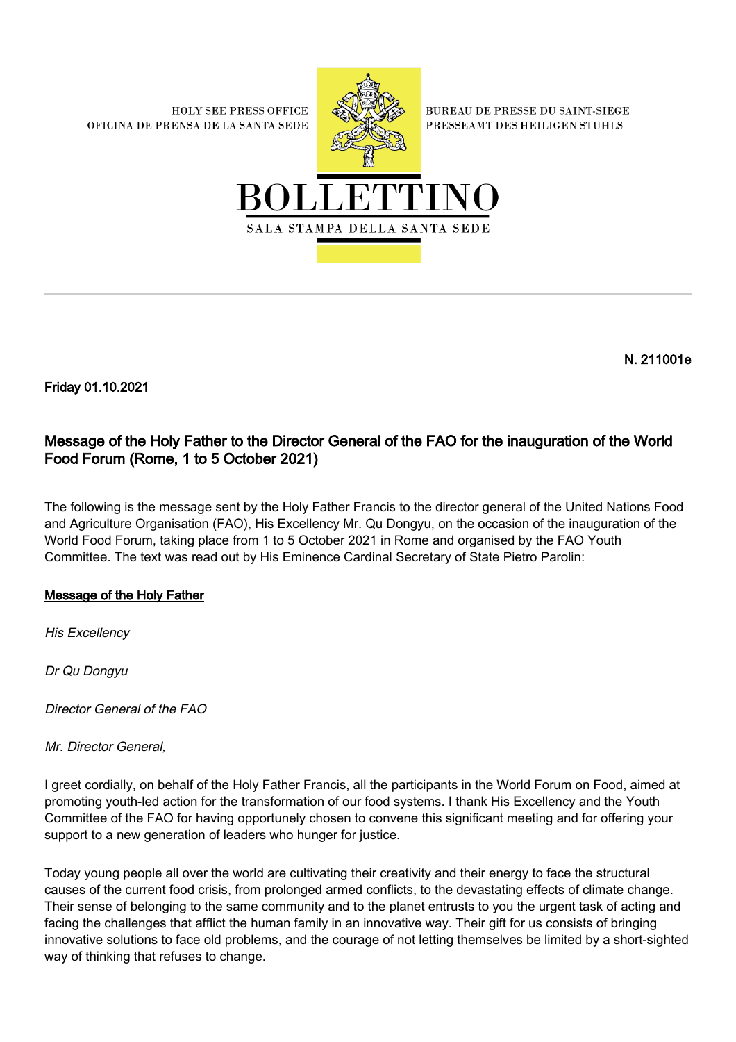HOLY SEE PRESS OFFICE
OFICINA DE PRENSA DE LA SANTA SEDE

BUREAU DE PRESSE DU SAINT-SIEGE
PRESSEAMT DES HEILIGEN STUHLS

# BOLLETTINO

SALA STAMPA DELLA SANTA SEDE

---

**N. 211001e**

**Friday 01.10.2021**

## Message of the Holy Father to the Director General of the FAO for the inauguration of the World Food Forum (Rome, 1 to 5 October 2021)

The following is the message sent by the Holy Father Francis to the director general of the United Nations Food and Agriculture Organisation (FAO), His Excellency Mr. Qu Dongyu, on the occasion of the inauguration of the World Food Forum, taking place from 1 to 5 October 2021 in Rome and organised by the FAO Youth Committee. The text was read out by His Eminence Cardinal Secretary of State Pietro Parolin:

**Message of the Holy Father**

*His Excellency*

*Dr Qu Dongyu*

*Director General of the FAO*

*Mr. Director General,*

I greet cordially, on behalf of the Holy Father Francis, all the participants in the World Forum on Food, aimed at promoting youth-led action for the transformation of our food systems. I thank His Excellency and the Youth Committee of the FAO for having opportunely chosen to convene this significant meeting and for offering your support to a new generation of leaders who hunger for justice.

Today young people all over the world are cultivating their creativity and their energy to face the structural causes of the current food crisis, from prolonged armed conflicts, to the devastating effects of climate change. Their sense of belonging to the same community and to the planet entrusts to you the urgent task of acting and facing the challenges that afflict the human family in an innovative way. Their gift for us consists of bringing innovative solutions to face old problems, and the courage of not letting themselves be limited by a short-sighted way of thinking that refuses to change.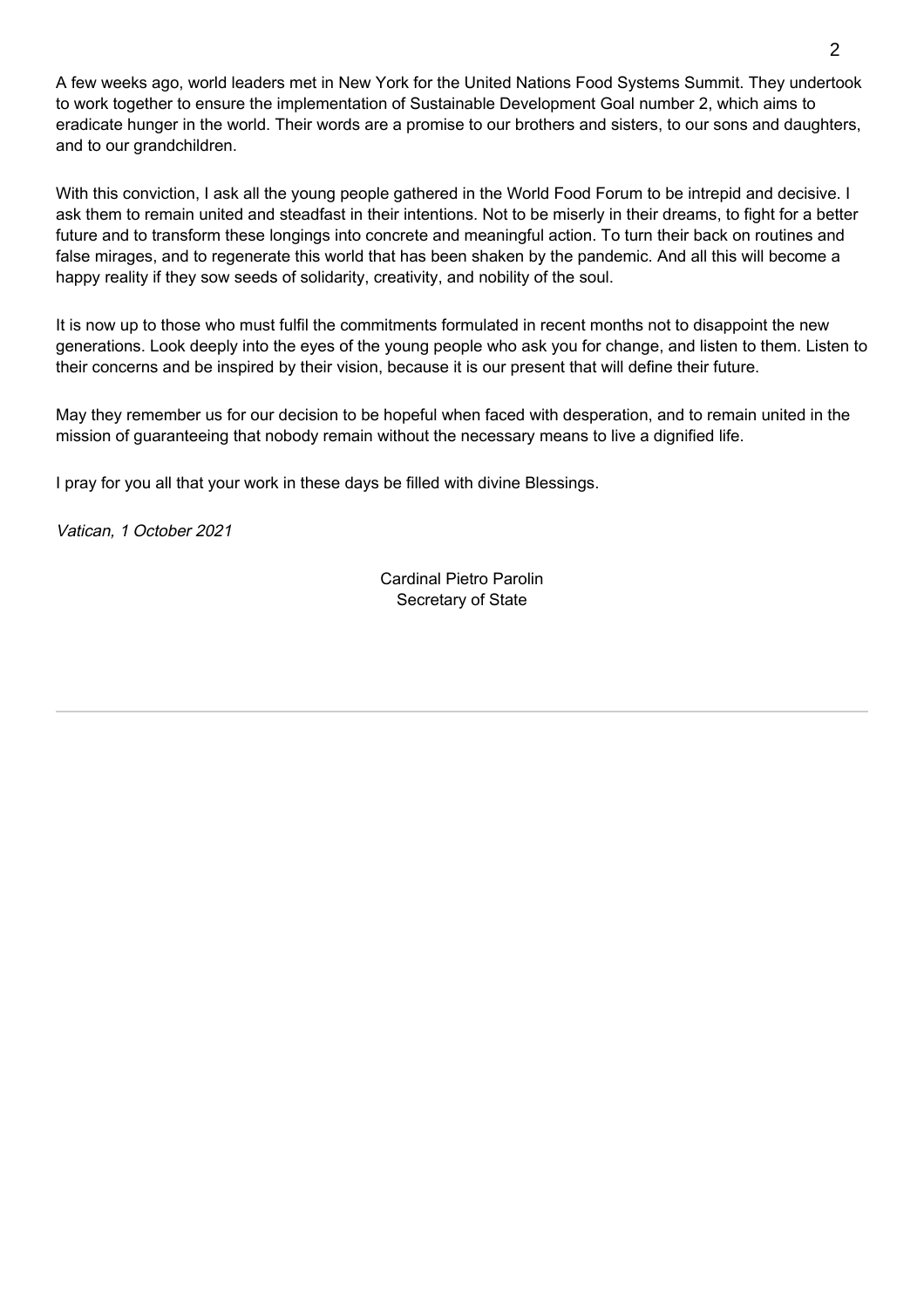A few weeks ago, world leaders met in New York for the United Nations Food Systems Summit. They undertook to work together to ensure the implementation of Sustainable Development Goal number 2, which aims to eradicate hunger in the world. Their words are a promise to our brothers and sisters, to our sons and daughters, and to our grandchildren.

With this conviction, I ask all the young people gathered in the World Food Forum to be intrepid and decisive. I ask them to remain united and steadfast in their intentions. Not to be miserly in their dreams, to fight for a better future and to transform these longings into concrete and meaningful action. To turn their back on routines and false mirages, and to regenerate this world that has been shaken by the pandemic. And all this will become a happy reality if they sow seeds of solidarity, creativity, and nobility of the soul.

It is now up to those who must fulfil the commitments formulated in recent months not to disappoint the new generations. Look deeply into the eyes of the young people who ask you for change, and listen to them. Listen to their concerns and be inspired by their vision, because it is our present that will define their future.

May they remember us for our decision to be hopeful when faced with desperation, and to remain united in the mission of guaranteeing that nobody remain without the necessary means to live a dignified life.

I pray for you all that your work in these days be filled with divine Blessings.

*Vatican, 1 October 2021*

Cardinal Pietro Parolin
Secretary of State